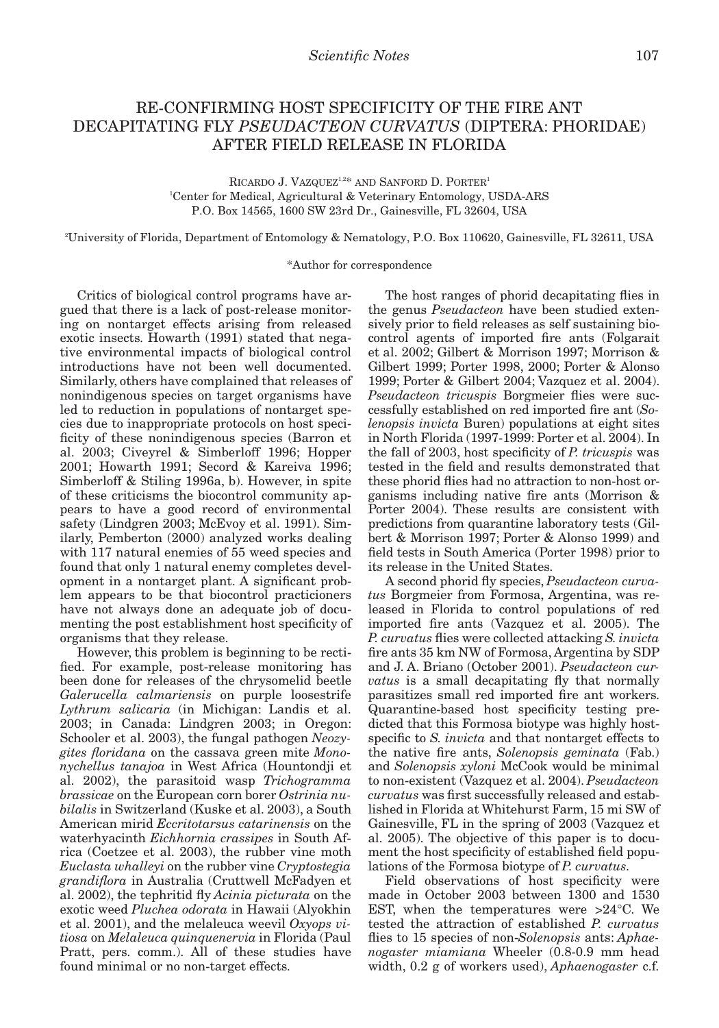# RE-CONFIRMING HOST SPECIFICITY OF THE FIRE ANT DECAPITATING FLY *PSEUDACTEON CURVATUS* (DIPTERA: PHORIDAE) AFTER FIELD RELEASE IN FLORIDA

RICARDO J. VAZQUEZ[1,2*] AND SANFORD D. PORTER[1]

[1]Center for Medical, Agricultural & Veterinary Entomology, USDA-ARS
P.O. Box 14565, 1600 SW 23rd Dr., Gainesville, FL 32604, USA

[2]University of Florida, Department of Entomology & Nematology, P.O. Box 110620, Gainesville, FL 32611, USA

*Author for correspondence

Critics of biological control programs have argued that there is a lack of post-release monitoring on nontarget effects arising from released exotic insects. Howarth (1991) stated that negative environmental impacts of biological control introductions have not been well documented. Similarly, others have complained that releases of nonindigenous species on target organisms have led to reduction in populations of nontarget species due to inappropriate protocols on host specificity of these nonindigenous species (Barron et al. 2003; Civeyrel & Simberloff 1996; Hopper 2001; Howarth 1991; Secord & Kareiva 1996; Simberloff & Stiling 1996a, b). However, in spite of these criticisms the biocontrol community appears to have a good record of environmental safety (Lindgren 2003; McEvoy et al. 1991). Similarly, Pemberton (2000) analyzed works dealing with 117 natural enemies of 55 weed species and found that only 1 natural enemy completes development in a nontarget plant. A significant problem appears to be that biocontrol practicioners have not always done an adequate job of documenting the post establishment host specificity of organisms that they release.

However, this problem is beginning to be rectified. For example, post-release monitoring has been done for releases of the chrysomelid beetle *Galerucella calmariensis* on purple loosestrife *Lythrum salicaria* (in Michigan: Landis et al. 2003; in Canada: Lindgren 2003; in Oregon: Schooler et al. 2003), the fungal pathogen *Neozygites floridana* on the cassava green mite *Mononychellus tanajoa* in West Africa (Hountondji et al. 2002), the parasitoid wasp *Trichogramma brassicae* on the European corn borer *Ostrinia nubilalis* in Switzerland (Kuske et al. 2003), a South American mirid *Eccritotarsus catarinensis* on the waterhyacinth *Eichhornia crassipes* in South Africa (Coetzee et al. 2003), the rubber vine moth *Euclasta whalleyi* on the rubber vine *Cryptostegia grandiflora* in Australia (Cruttwell McFadyen et al. 2002), the tephritid fly *Acinia picturata* on the exotic weed *Pluchea odorata* in Hawaii (Alyokhin et al. 2001), and the melaleuca weevil *Oxyops vitiosa* on *Melaleuca quinquenervia* in Florida (Paul Pratt, pers. comm.). All of these studies have found minimal or no non-target effects.

The host ranges of phorid decapitating flies in the genus *Pseudacteon* have been studied extensively prior to field releases as self sustaining biocontrol agents of imported fire ants (Folgarait et al. 2002; Gilbert & Morrison 1997; Morrison & Gilbert 1999; Porter 1998, 2000; Porter & Alonso 1999; Porter & Gilbert 2004; Vazquez et al. 2004). *Pseudacteon tricuspis* Borgmeier flies were successfully established on red imported fire ant (*Solenopsis invicta* Buren) populations at eight sites in North Florida (1997-1999: Porter et al. 2004). In the fall of 2003, host specificity of *P. tricuspis* was tested in the field and results demonstrated that these phorid flies had no attraction to non-host organisms including native fire ants (Morrison & Porter 2004). These results are consistent with predictions from quarantine laboratory tests (Gilbert & Morrison 1997; Porter & Alonso 1999) and field tests in South America (Porter 1998) prior to its release in the United States.

A second phorid fly species, *Pseudacteon curvatus* Borgmeier from Formosa, Argentina, was released in Florida to control populations of red imported fire ants (Vazquez et al. 2005). The *P. curvatus* flies were collected attacking *S. invicta* fire ants 35 km NW of Formosa, Argentina by SDP and J. A. Briano (October 2001). *Pseudacteon curvatus* is a small decapitating fly that normally parasitizes small red imported fire ant workers. Quarantine-based host specificity testing predicted that this Formosa biotype was highly host-specific to *S. invicta* and that nontarget effects to the native fire ants, *Solenopsis geminata* (Fab.) and *Solenopsis xyloni* McCook would be minimal to non-existent (Vazquez et al. 2004). *Pseudacteon curvatus* was first successfully released and established in Florida at Whitehurst Farm, 15 mi SW of Gainesville, FL in the spring of 2003 (Vazquez et al. 2005). The objective of this paper is to document the host specificity of established field populations of the Formosa biotype of *P. curvatus*.

Field observations of host specificity were made in October 2003 between 1300 and 1530 EST, when the temperatures were >24°C. We tested the attraction of established *P. curvatus* flies to 15 species of non-*Solenopsis* ants: *Aphaenogaster miamiana* Wheeler (0.8-0.9 mm head width, 0.2 g of workers used), *Aphaenogaster* c.f.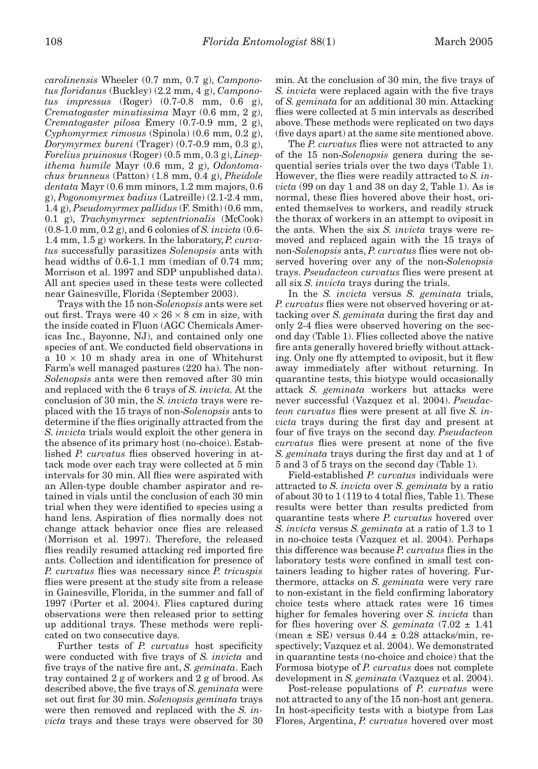*carolinensis* Wheeler (0.7 mm, 0.7 g), *Camponotus floridanus* (Buckley) (2.2 mm, 4 g), *Camponotus impressus* (Roger) (0.7-0.8 mm, 0.6 g), *Crematogaster minutissima* Mayr (0.6 mm, 2 g), *Crematogaster pilosa* Emery (0.7-0.9 mm, 2 g), *Cyphomyrmex rimosus* (Spinola) (0.6 mm, 0.2 g), *Dorymyrmex bureni* (Trager) (0.7-0.9 mm, 0.3 g), *Forelius pruinosus* (Roger) (0.5 mm, 0.3 g), *Linepithema humile* Mayr (0.6 mm, 2 g), *Odontomachus brunneus* (Patton) (1.8 mm, 0.4 g), *Pheidole dentata* Mayr (0.6 mm minors, 1.2 mm majors, 0.6 g), *Pogonomyrmex badius* (Latreille) (2.1-2.4 mm, 1.4 g), *Pseudomyrmex pallidus* (F. Smith) (0.6 mm, 0.1 g), *Trachymyrmex septentrionalis* (McCook) (0.8-1.0 mm, 0.2 g), and 6 colonies of *S. invicta* (0.6-1.4 mm, 1.5 g) workers. In the laboratory, *P. curvatus* successfully parasitizes *Solenopsis* ants with head widths of 0.6-1.1 mm (median of 0.74 mm; Morrison et al. 1997 and SDP unpublished data). All ant species used in these tests were collected near Gainesville, Florida (September 2003).

Trays with the 15 non-*Solenopsis* ants were set out first. Trays were 40 × 26 × 8 cm in size, with the inside coated in Fluon (AGC Chemicals Americas Inc., Bayonne, NJ), and contained only one species of ant. We conducted field observations in a 10 × 10 m shady area in one of Whitehurst Farm's well managed pastures (220 ha). The non-*Solenopsis* ants were then removed after 30 min and replaced with the 6 trays of *S. invicta*. At the conclusion of 30 min, the *S. invicta* trays were replaced with the 15 trays of non-*Solenopsis* ants to determine if the flies originally attracted from the *S. invicta* trials would exploit the other genera in the absence of its primary host (no-choice). Established *P. curvatus* flies observed hovering in attack mode over each tray were collected at 5 min intervals for 30 min. All flies were aspirated with an Allen-type double chamber aspirator and retained in vials until the conclusion of each 30 min trial when they were identified to species using a hand lens. Aspiration of flies normally does not change attack behavior once flies are released (Morrison et al. 1997). Therefore, the released flies readily resumed attacking red imported fire ants. Collection and identification for presence of *P. curvatus* flies was necessary since *P. tricuspis* flies were present at the study site from a release in Gainesville, Florida, in the summer and fall of 1997 (Porter et al. 2004). Flies captured during observations were then released prior to setting up additional trays. These methods were replicated on two consecutive days.

Further tests of *P. curvatus* host specificity were conducted with five trays of *S. invicta* and five trays of the native fire ant, *S. geminata*. Each tray contained 2 g of workers and 2 g of brood. As described above, the five trays of *S. geminata* were set out first for 30 min. *Solenopsis geminata* trays were then removed and replaced with the *S. invicta* trays and these trays were observed for 30 min. At the conclusion of 30 min, the five trays of *S. invicta* were replaced again with the five trays of *S. geminata* for an additional 30 min. Attacking flies were collected at 5 min intervals as described above. These methods were replicated on two days (five days apart) at the same site mentioned above.

The *P. curvatus* flies were not attracted to any of the 15 non-*Solenopsis* genera during the sequential series trials over the two days (Table 1). However, the flies were readily attracted to *S. invicta* (99 on day 1 and 38 on day 2, Table 1). As is normal, these flies hovered above their host, oriented themselves to workers, and readily struck the thorax of workers in an attempt to oviposit in the ants. When the six *S. invicta* trays were removed and replaced again with the 15 trays of non-*Solenopsis* ants, *P. curvatus* flies were not observed hovering over any of the non-*Solenopsis* trays. *Pseudacteon curvatus* flies were present at all six *S. invicta* trays during the trials.

In the *S. invicta* versus *S. geminata* trials, *P. curvatus* flies were not observed hovering or attacking over *S. geminata* during the first day and only 2-4 flies were observed hovering on the second day (Table 1). Flies collected above the native fire ants generally hovered briefly without attacking. Only one fly attempted to oviposit, but it flew away immediately after without returning. In quarantine tests, this biotype would occasionally attack *S. geminata* workers but attacks were never successful (Vazquez et al. 2004). *Pseudacteon curvatus* flies were present at all five *S. invicta* trays during the first day and present at four of five trays on the second day. *Pseudacteon curvatus* flies were present at none of the five *S. geminata* trays during the first day and at 1 of 5 and 3 of 5 trays on the second day (Table 1).

Field-established *P. curvatus* individuals were attracted to *S. invicta* over *S. geminata* by a ratio of about 30 to 1 (119 to 4 total flies, Table 1). These results were better than results predicted from quarantine tests where *P. curvatus* hovered over *S. invicta* versus *S. geminata* at a ratio of 1.3 to 1 in no-choice tests (Vazquez et al. 2004). Perhaps this difference was because *P. curvatus* flies in the laboratory tests were confined in small test containers leading to higher rates of hovering. Furthermore, attacks on *S. geminata* were very rare to non-existant in the field confirming laboratory choice tests where attack rates were 16 times higher for females hovering over *S. invicta* than for flies hovering over *S. geminata* (7.02 ± 1.41 (mean ± SE) versus 0.44 ± 0.28 attacks/min, respectively; Vazquez et al. 2004). We demonstrated in quarantine tests (no-choice and choice) that the Formosa biotype of *P. curvatus* does not complete development in *S. geminata* (Vazquez et al. 2004).

Post-release populations of *P. curvatus* were not attracted to any of the 15 non-host ant genera. In host-specificity tests with a biotype from Las Flores, Argentina, *P. curvatus* hovered over most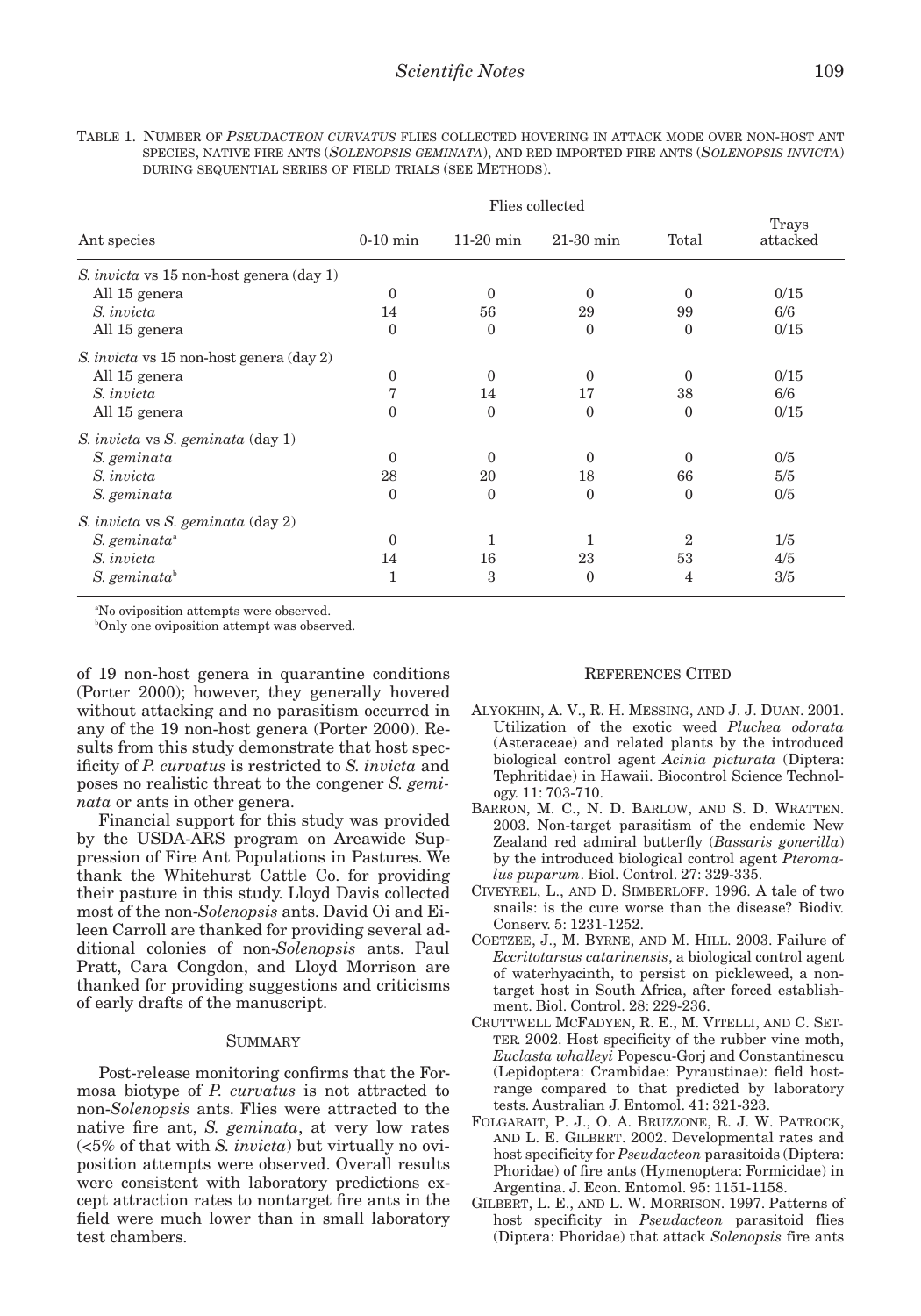TABLE 1. NUMBER OF *PSEUDACTEON CURVATUS* FLIES COLLECTED HOVERING IN ATTACK MODE OVER NON-HOST ANT SPECIES, NATIVE FIRE ANTS (*SOLENOPSIS GEMINATA*), AND RED IMPORTED FIRE ANTS (*SOLENOPSIS INVICTA*) DURING SEQUENTIAL SERIES OF FIELD TRIALS (SEE METHODS).

| Ant species | Flies collected | | | | Trays attacked |
|---|---|---|---|---|---|
| | 0-10 min | 11-20 min | 21-30 min | Total | |
| *S. invicta* vs 15 non-host genera (day 1) | | | | | |
| All 15 genera | 0 | 0 | 0 | 0 | 0/15 |
| *S. invicta* | 14 | 56 | 29 | 99 | 6/6 |
| All 15 genera | 0 | 0 | 0 | 0 | 0/15 |
| *S. invicta* vs 15 non-host genera (day 2) | | | | | |
| All 15 genera | 0 | 0 | 0 | 0 | 0/15 |
| *S. invicta* | 7 | 14 | 17 | 38 | 6/6 |
| All 15 genera | 0 | 0 | 0 | 0 | 0/15 |
| *S. invicta* vs *S. geminata* (day 1) | | | | | |
| *S. geminata* | 0 | 0 | 0 | 0 | 0/5 |
| *S. invicta* | 28 | 20 | 18 | 66 | 5/5 |
| *S. geminata* | 0 | 0 | 0 | 0 | 0/5 |
| *S. invicta* vs *S. geminata* (day 2) | | | | | |
| *S. geminata*[a] | 0 | 1 | 1 | 2 | 1/5 |
| *S. invicta* | 14 | 16 | 23 | 53 | 4/5 |
| *S. geminata*[b] | 1 | 3 | 0 | 4 | 3/5 |

[a]No oviposition attempts were observed.
[b]Only one oviposition attempt was observed.

of 19 non-host genera in quarantine conditions (Porter 2000); however, they generally hovered without attacking and no parasitism occurred in any of the 19 non-host genera (Porter 2000). Results from this study demonstrate that host specificity of *P. curvatus* is restricted to *S. invicta* and poses no realistic threat to the congener *S. geminata* or ants in other genera.

Financial support for this study was provided by the USDA-ARS program on Areawide Suppression of Fire Ant Populations in Pastures. We thank the Whitehurst Cattle Co. for providing their pasture in this study. Lloyd Davis collected most of the non-*Solenopsis* ants. David Oi and Eileen Carroll are thanked for providing several additional colonies of non-*Solenopsis* ants. Paul Pratt, Cara Congdon, and Lloyd Morrison are thanked for providing suggestions and criticisms of early drafts of the manuscript.

## SUMMARY

Post-release monitoring confirms that the Formosa biotype of *P. curvatus* is not attracted to non-*Solenopsis* ants. Flies were attracted to the native fire ant, *S. geminata*, at very low rates (<5% of that with *S. invicta*) but virtually no oviposition attempts were observed. Overall results were consistent with laboratory predictions except attraction rates to nontarget fire ants in the field were much lower than in small laboratory test chambers.

## REFERENCES CITED

ALYOKHIN, A. V., R. H. MESSING, AND J. J. DUAN. 2001. Utilization of the exotic weed *Pluchea odorata* (Asteraceae) and related plants by the introduced biological control agent *Acinia picturata* (Diptera: Tephritidae) in Hawaii. Biocontrol Science Technology. 11: 703-710.

BARRON, M. C., N. D. BARLOW, AND S. D. WRATTEN. 2003. Non-target parasitism of the endemic New Zealand red admiral butterfly (*Bassaris gonerilla*) by the introduced biological control agent *Pteromalus puparum*. Biol. Control. 27: 329-335.

CIVEYREL, L., AND D. SIMBERLOFF. 1996. A tale of two snails: is the cure worse than the disease? Biodiv. Conserv. 5: 1231-1252.

COETZEE, J., M. BYRNE, AND M. HILL. 2003. Failure of *Eccritotarsus catarinensis*, a biological control agent of waterhyacinth, to persist on pickleweed, a nontarget host in South Africa, after forced establishment. Biol. Control. 28: 229-236.

CRUTTWELL MCFADYEN, R. E., M. VITELLI, AND C. SETTER. 2002. Host specificity of the rubber vine moth, *Euclasta whalleyi* Popescu-Gorj and Constantinescu (Lepidoptera: Crambidae: Pyraustinae): field host-range compared to that predicted by laboratory tests. Australian J. Entomol. 41: 321-323.

FOLGARAIT, P. J., O. A. BRUZZONE, R. J. W. PATROCK, AND L. E. GILBERT. 2002. Developmental rates and host specificity for *Pseudacteon* parasitoids (Diptera: Phoridae) of fire ants (Hymenoptera: Formicidae) in Argentina. J. Econ. Entomol. 95: 1151-1158.

GILBERT, L. E., AND L. W. MORRISON. 1997. Patterns of host specificity in *Pseudacteon* parasitoid flies (Diptera: Phoridae) that attack *Solenopsis* fire ants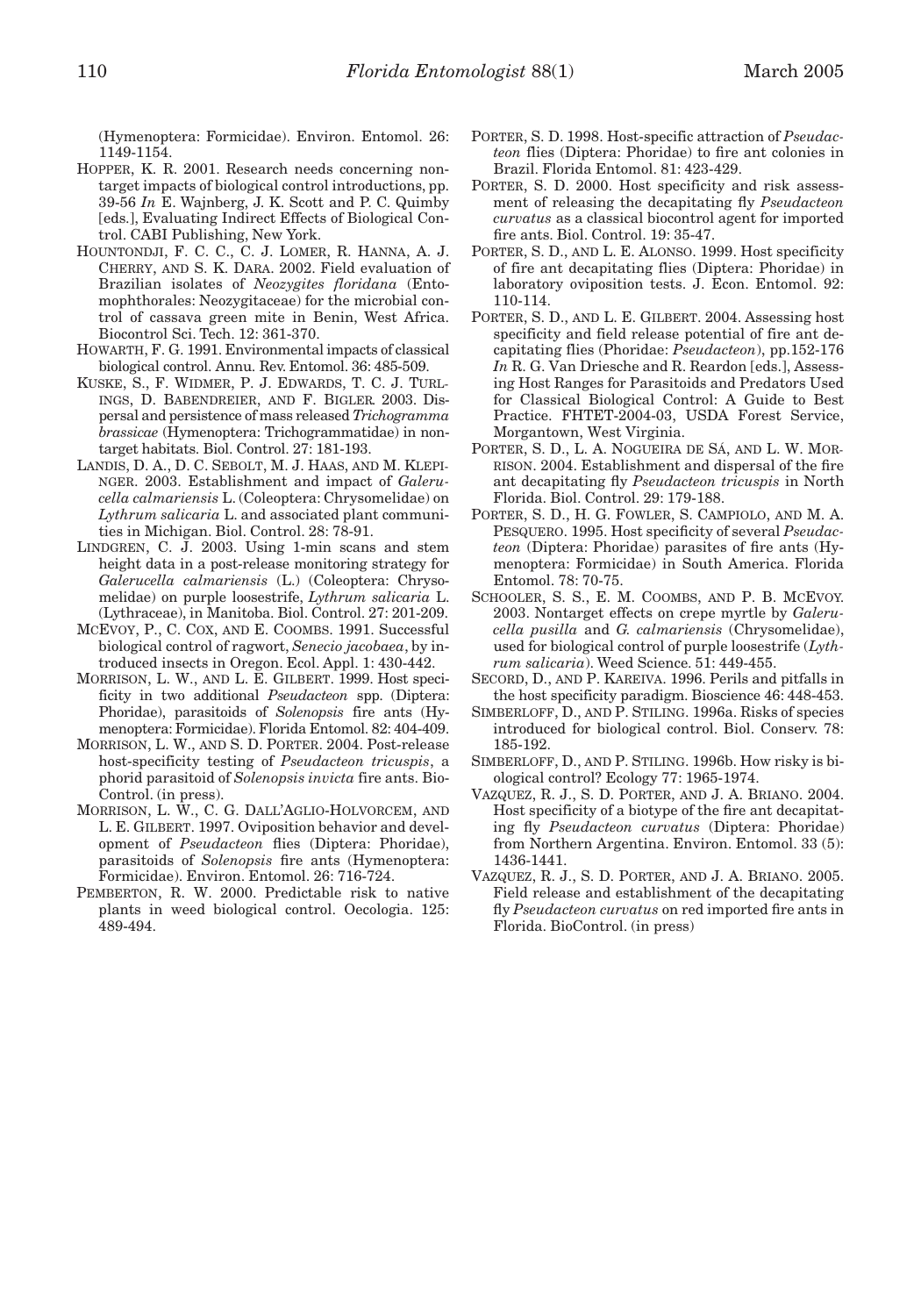(Hymenoptera: Formicidae). Environ. Entomol. 26: 1149-1154.

HOPPER, K. R. 2001. Research needs concerning nontarget impacts of biological control introductions, pp. 39-56 *In* E. Wajnberg, J. K. Scott and P. C. Quimby [eds.], Evaluating Indirect Effects of Biological Control. CABI Publishing, New York.

HOUNTONDJI, F. C. C., C. J. LOMER, R. HANNA, A. J. CHERRY, AND S. K. DARA. 2002. Field evaluation of Brazilian isolates of *Neozygites floridana* (Entomophthorales: Neozygitaceae) for the microbial control of cassava green mite in Benin, West Africa. Biocontrol Sci. Tech. 12: 361-370.

HOWARTH, F. G. 1991. Environmental impacts of classical biological control. Annu. Rev. Entomol. 36: 485-509.

KUSKE, S., F. WIDMER, P. J. EDWARDS, T. C. J. TURLINGS, D. BABENDREIER, AND F. BIGLER. 2003. Dispersal and persistence of mass released *Trichogramma brassicae* (Hymenoptera: Trichogrammatidae) in nontarget habitats. Biol. Control. 27: 181-193.

LANDIS, D. A., D. C. SEBOLT, M. J. HAAS, AND M. KLEPINGER. 2003. Establishment and impact of *Galerucella calmariensis* L. (Coleoptera: Chrysomelidae) on *Lythrum salicaria* L. and associated plant communities in Michigan. Biol. Control. 28: 78-91.

LINDGREN, C. J. 2003. Using 1-min scans and stem height data in a post-release monitoring strategy for *Galerucella calmariensis* (L.) (Coleoptera: Chrysomelidae) on purple loosestrife, *Lythrum salicaria* L. (Lythraceae), in Manitoba. Biol. Control. 27: 201-209.

MCEVOY, P., C. COX, AND E. COOMBS. 1991. Successful biological control of ragwort, *Senecio jacobaea*, by introduced insects in Oregon. Ecol. Appl. 1: 430-442.

MORRISON, L. W., AND L. E. GILBERT. 1999. Host specificity in two additional *Pseudacteon* spp. (Diptera: Phoridae), parasitoids of *Solenopsis* fire ants (Hymenoptera: Formicidae). Florida Entomol. 82: 404-409.

MORRISON, L. W., AND S. D. PORTER. 2004. Post-release host-specificity testing of *Pseudacteon tricuspis*, a phorid parasitoid of *Solenopsis invicta* fire ants. BioControl. (in press).

MORRISON, L. W., C. G. DALL'AGLIO-HOLVORCEM, AND L. E. GILBERT. 1997. Oviposition behavior and development of *Pseudacteon* flies (Diptera: Phoridae), parasitoids of *Solenopsis* fire ants (Hymenoptera: Formicidae). Environ. Entomol. 26: 716-724.

PEMBERTON, R. W. 2000. Predictable risk to native plants in weed biological control. Oecologia. 125: 489-494.

PORTER, S. D. 1998. Host-specific attraction of *Pseudacteon* flies (Diptera: Phoridae) to fire ant colonies in Brazil. Florida Entomol. 81: 423-429.

PORTER, S. D. 2000. Host specificity and risk assessment of releasing the decapitating fly *Pseudacteon curvatus* as a classical biocontrol agent for imported fire ants. Biol. Control. 19: 35-47.

PORTER, S. D., AND L. E. ALONSO. 1999. Host specificity of fire ant decapitating flies (Diptera: Phoridae) in laboratory oviposition tests. J. Econ. Entomol. 92: 110-114.

PORTER, S. D., AND L. E. GILBERT. 2004. Assessing host specificity and field release potential of fire ant decapitating flies (Phoridae: *Pseudacteon*), pp.152-176 *In* R. G. Van Driesche and R. Reardon [eds.], Assessing Host Ranges for Parasitoids and Predators Used for Classical Biological Control: A Guide to Best Practice. FHTET-2004-03, USDA Forest Service, Morgantown, West Virginia.

PORTER, S. D., L. A. NOGUEIRA DE SÁ, AND L. W. MORRISON. 2004. Establishment and dispersal of the fire ant decapitating fly *Pseudacteon tricuspis* in North Florida. Biol. Control. 29: 179-188.

PORTER, S. D., H. G. FOWLER, S. CAMPIOLO, AND M. A. PESQUERO. 1995. Host specificity of several *Pseudacteon* (Diptera: Phoridae) parasites of fire ants (Hymenoptera: Formicidae) in South America. Florida Entomol. 78: 70-75.

SCHOOLER, S. S., E. M. COOMBS, AND P. B. MCEVOY. 2003. Nontarget effects on crepe myrtle by *Galerucella pusilla* and *G. calmariensis* (Chrysomelidae), used for biological control of purple loosestrife (*Lythrum salicaria*). Weed Science. 51: 449-455.

SECORD, D., AND P. KAREIVA. 1996. Perils and pitfalls in the host specificity paradigm. Bioscience 46: 448-453.

SIMBERLOFF, D., AND P. STILING. 1996a. Risks of species introduced for biological control. Biol. Conserv. 78: 185-192.

SIMBERLOFF, D., AND P. STILING. 1996b. How risky is biological control? Ecology 77: 1965-1974.

VAZQUEZ, R. J., S. D. PORTER, AND J. A. BRIANO. 2004. Host specificity of a biotype of the fire ant decapitating fly *Pseudacteon curvatus* (Diptera: Phoridae) from Northern Argentina. Environ. Entomol. 33 (5): 1436-1441.

VAZQUEZ, R. J., S. D. PORTER, AND J. A. BRIANO. 2005. Field release and establishment of the decapitating fly *Pseudacteon curvatus* on red imported fire ants in Florida. BioControl. (in press)